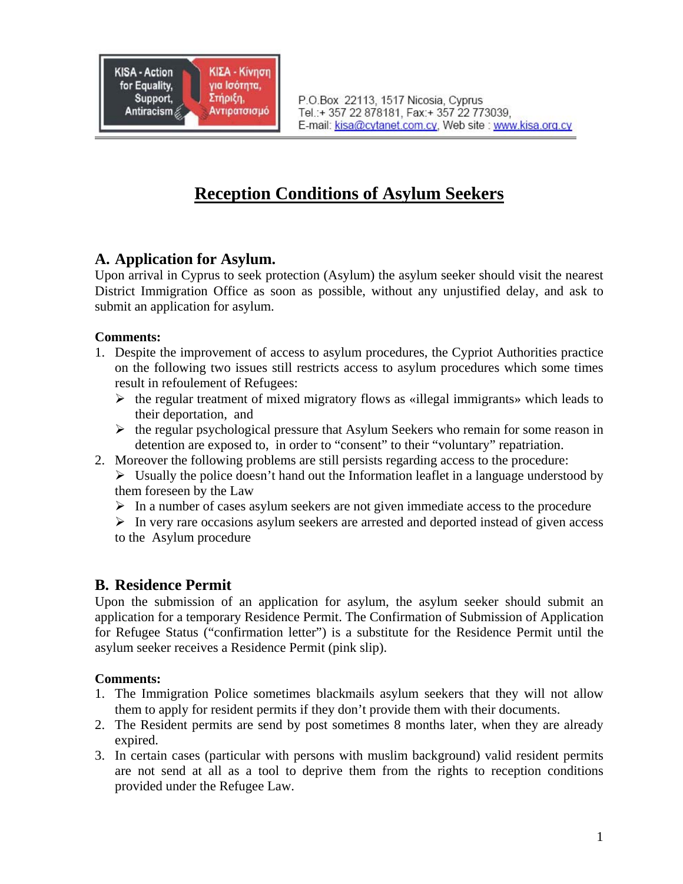KISA - Action for Equality, Support, Antiracism

ΚΙΣΑ - Κίνηση για Ισότητα, Στήριξη, Αντιρατσισμό

P.O.Box 22113, 1517 Nicosia, Cyprus
Tel.:+ 357 22 878181, Fax:+ 357 22 773039,
E-mail: kisa@cytanet.com.cy, Web site : www.kisa.org.cy

# Reception Conditions of Asylum Seekers

## A. Application for Asylum.

Upon arrival in Cyprus to seek protection (Asylum) the asylum seeker should visit the nearest District Immigration Office as soon as possible, without any unjustified delay, and ask to submit an application for asylum.

**Comments:**

1. Despite the improvement of access to asylum procedures, the Cypriot Authorities practice on the following two issues still restricts access to asylum procedures which some times result in refoulement of Refugees:
   - the regular treatment of mixed migratory flows as «illegal immigrants» which leads to their deportation, and
   - the regular psychological pressure that Asylum Seekers who remain for some reason in detention are exposed to, in order to "consent" to their "voluntary" repatriation.
2. Moreover the following problems are still persists regarding access to the procedure:
   - Usually the police doesn't hand out the Information leaflet in a language understood by them foreseen by the Law
   - In a number of cases asylum seekers are not given immediate access to the procedure
   - In very rare occasions asylum seekers are arrested and deported instead of given access to the Asylum procedure

## B. Residence Permit

Upon the submission of an application for asylum, the asylum seeker should submit an application for a temporary Residence Permit. The Confirmation of Submission of Application for Refugee Status ("confirmation letter") is a substitute for the Residence Permit until the asylum seeker receives a Residence Permit (pink slip).

**Comments:**

1. The Immigration Police sometimes blackmails asylum seekers that they will not allow them to apply for resident permits if they don't provide them with their documents.
2. The Resident permits are send by post sometimes 8 months later, when they are already expired.
3. In certain cases (particular with persons with muslim background) valid resident permits are not send at all as a tool to deprive them from the rights to reception conditions provided under the Refugee Law.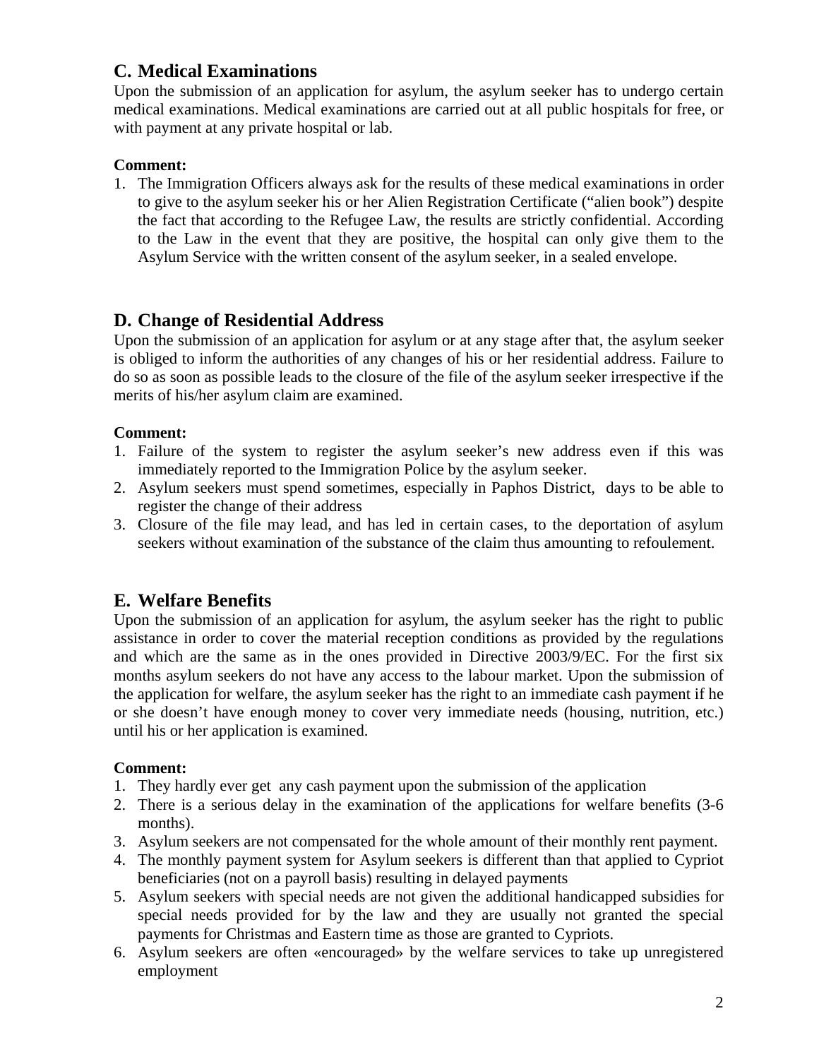## C. Medical Examinations

Upon the submission of an application for asylum, the asylum seeker has to undergo certain medical examinations. Medical examinations are carried out at all public hospitals for free, or with payment at any private hospital or lab.

**Comment:**

1. The Immigration Officers always ask for the results of these medical examinations in order to give to the asylum seeker his or her Alien Registration Certificate ("alien book") despite the fact that according to the Refugee Law, the results are strictly confidential. According to the Law in the event that they are positive, the hospital can only give them to the Asylum Service with the written consent of the asylum seeker, in a sealed envelope.

## D. Change of Residential Address

Upon the submission of an application for asylum or at any stage after that, the asylum seeker is obliged to inform the authorities of any changes of his or her residential address. Failure to do so as soon as possible leads to the closure of the file of the asylum seeker irrespective if the merits of his/her asylum claim are examined.

**Comment:**

1. Failure of the system to register the asylum seeker's new address even if this was immediately reported to the Immigration Police by the asylum seeker.
2. Asylum seekers must spend sometimes, especially in Paphos District, days to be able to register the change of their address
3. Closure of the file may lead, and has led in certain cases, to the deportation of asylum seekers without examination of the substance of the claim thus amounting to refoulement.

## E. Welfare Benefits

Upon the submission of an application for asylum, the asylum seeker has the right to public assistance in order to cover the material reception conditions as provided by the regulations and which are the same as in the ones provided in Directive 2003/9/EC. For the first six months asylum seekers do not have any access to the labour market. Upon the submission of the application for welfare, the asylum seeker has the right to an immediate cash payment if he or she doesn't have enough money to cover very immediate needs (housing, nutrition, etc.) until his or her application is examined.

**Comment:**

1. They hardly ever get any cash payment upon the submission of the application
2. There is a serious delay in the examination of the applications for welfare benefits (3-6 months).
3. Asylum seekers are not compensated for the whole amount of their monthly rent payment.
4. The monthly payment system for Asylum seekers is different than that applied to Cypriot beneficiaries (not on a payroll basis) resulting in delayed payments
5. Asylum seekers with special needs are not given the additional handicapped subsidies for special needs provided for by the law and they are usually not granted the special payments for Christmas and Eastern time as those are granted to Cypriots.
6. Asylum seekers are often «encouraged» by the welfare services to take up unregistered employment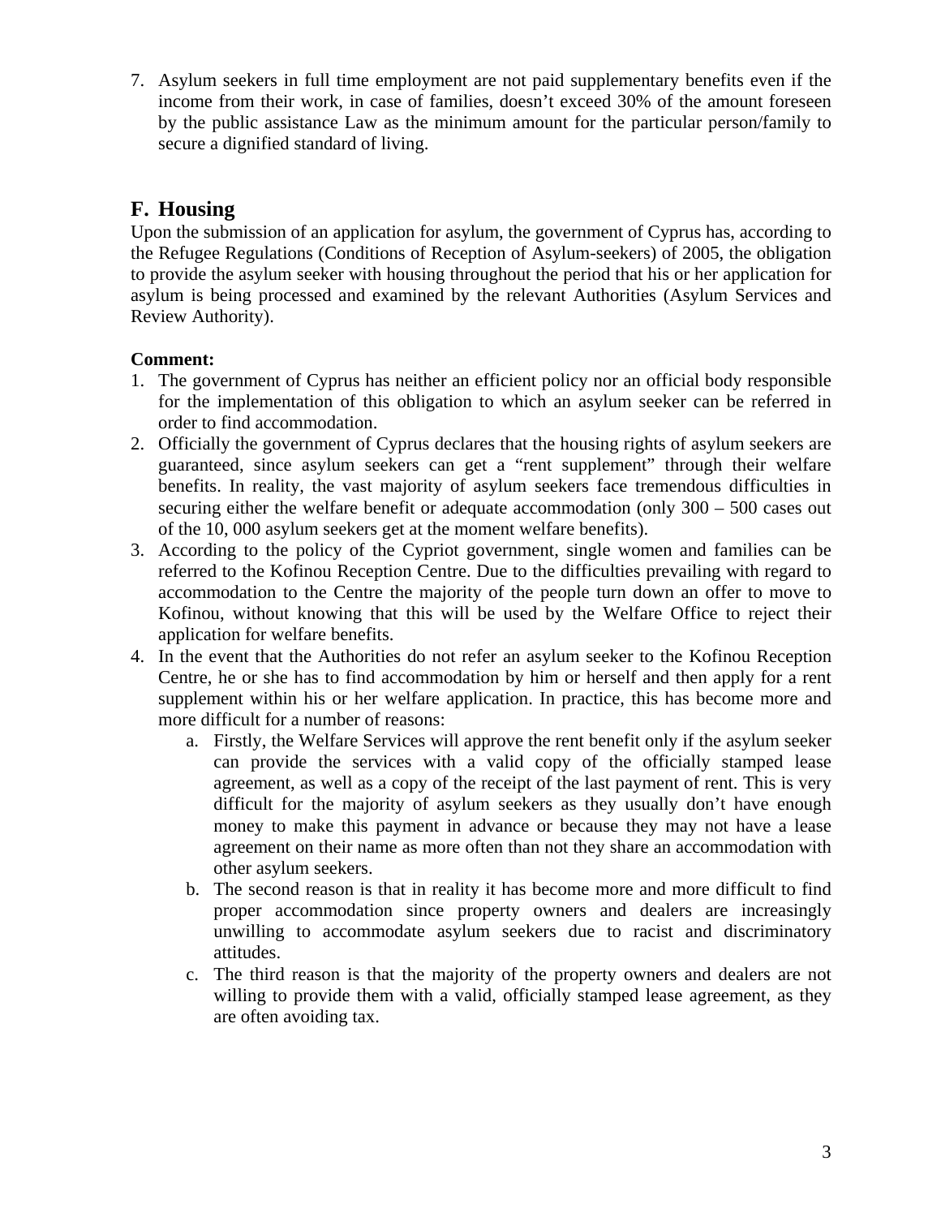7. Asylum seekers in full time employment are not paid supplementary benefits even if the income from their work, in case of families, doesn't exceed 30% of the amount foreseen by the public assistance Law as the minimum amount for the particular person/family to secure a dignified standard of living.

## F. Housing

Upon the submission of an application for asylum, the government of Cyprus has, according to the Refugee Regulations (Conditions of Reception of Asylum-seekers) of 2005, the obligation to provide the asylum seeker with housing throughout the period that his or her application for asylum is being processed and examined by the relevant Authorities (Asylum Services and Review Authority).

**Comment:**

1. The government of Cyprus has neither an efficient policy nor an official body responsible for the implementation of this obligation to which an asylum seeker can be referred in order to find accommodation.
2. Officially the government of Cyprus declares that the housing rights of asylum seekers are guaranteed, since asylum seekers can get a "rent supplement" through their welfare benefits. In reality, the vast majority of asylum seekers face tremendous difficulties in securing either the welfare benefit or adequate accommodation (only 300 – 500 cases out of the 10, 000 asylum seekers get at the moment welfare benefits).
3. According to the policy of the Cypriot government, single women and families can be referred to the Kofinou Reception Centre. Due to the difficulties prevailing with regard to accommodation to the Centre the majority of the people turn down an offer to move to Kofinou, without knowing that this will be used by the Welfare Office to reject their application for welfare benefits.
4. In the event that the Authorities do not refer an asylum seeker to the Kofinou Reception Centre, he or she has to find accommodation by him or herself and then apply for a rent supplement within his or her welfare application. In practice, this has become more and more difficult for a number of reasons:
   a. Firstly, the Welfare Services will approve the rent benefit only if the asylum seeker can provide the services with a valid copy of the officially stamped lease agreement, as well as a copy of the receipt of the last payment of rent. This is very difficult for the majority of asylum seekers as they usually don't have enough money to make this payment in advance or because they may not have a lease agreement on their name as more often than not they share an accommodation with other asylum seekers.
   b. The second reason is that in reality it has become more and more difficult to find proper accommodation since property owners and dealers are increasingly unwilling to accommodate asylum seekers due to racist and discriminatory attitudes.
   c. The third reason is that the majority of the property owners and dealers are not willing to provide them with a valid, officially stamped lease agreement, as they are often avoiding tax.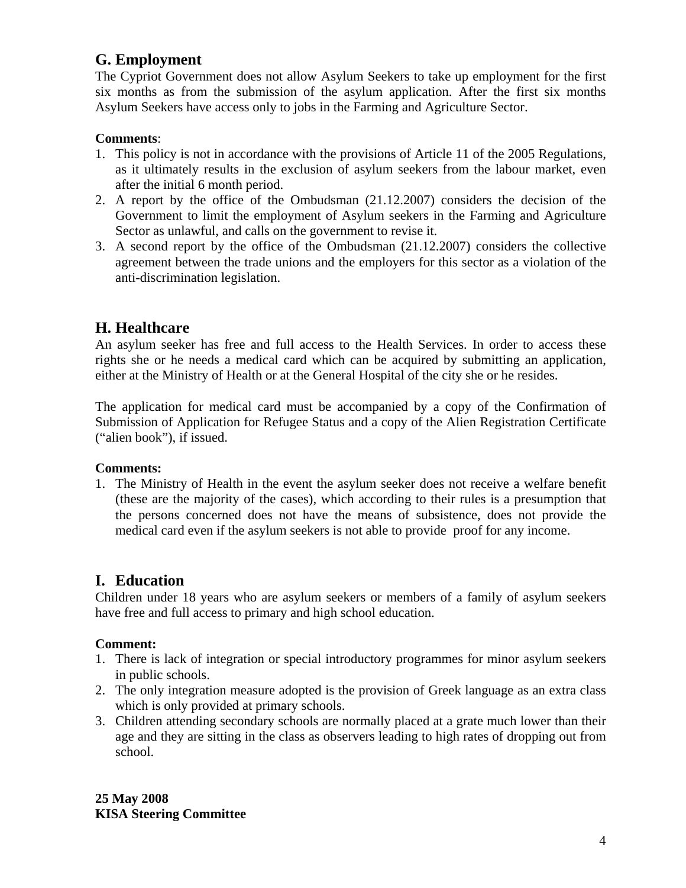## G. Employment

The Cypriot Government does not allow Asylum Seekers to take up employment for the first six months as from the submission of the asylum application. After the first six months Asylum Seekers have access only to jobs in the Farming and Agriculture Sector.

**Comments**:

1. This policy is not in accordance with the provisions of Article 11 of the 2005 Regulations, as it ultimately results in the exclusion of asylum seekers from the labour market, even after the initial 6 month period.
2. A report by the office of the Ombudsman (21.12.2007) considers the decision of the Government to limit the employment of Asylum seekers in the Farming and Agriculture Sector as unlawful, and calls on the government to revise it.
3. A second report by the office of the Ombudsman (21.12.2007) considers the collective agreement between the trade unions and the employers for this sector as a violation of the anti-discrimination legislation.

## H. Healthcare

An asylum seeker has free and full access to the Health Services. In order to access these rights she or he needs a medical card which can be acquired by submitting an application, either at the Ministry of Health or at the General Hospital of the city she or he resides.

The application for medical card must be accompanied by a copy of the Confirmation of Submission of Application for Refugee Status and a copy of the Alien Registration Certificate ("alien book"), if issued.

**Comments:**

1. The Ministry of Health in the event the asylum seeker does not receive a welfare benefit (these are the majority of the cases), which according to their rules is a presumption that the persons concerned does not have the means of subsistence, does not provide the medical card even if the asylum seekers is not able to provide proof for any income.

## I. Education

Children under 18 years who are asylum seekers or members of a family of asylum seekers have free and full access to primary and high school education.

**Comment:**

1. There is lack of integration or special introductory programmes for minor asylum seekers in public schools.
2. The only integration measure adopted is the provision of Greek language as an extra class which is only provided at primary schools.
3. Children attending secondary schools are normally placed at a grate much lower than their age and they are sitting in the class as observers leading to high rates of dropping out from school.

**25 May 2008**
**KISA Steering Committee**